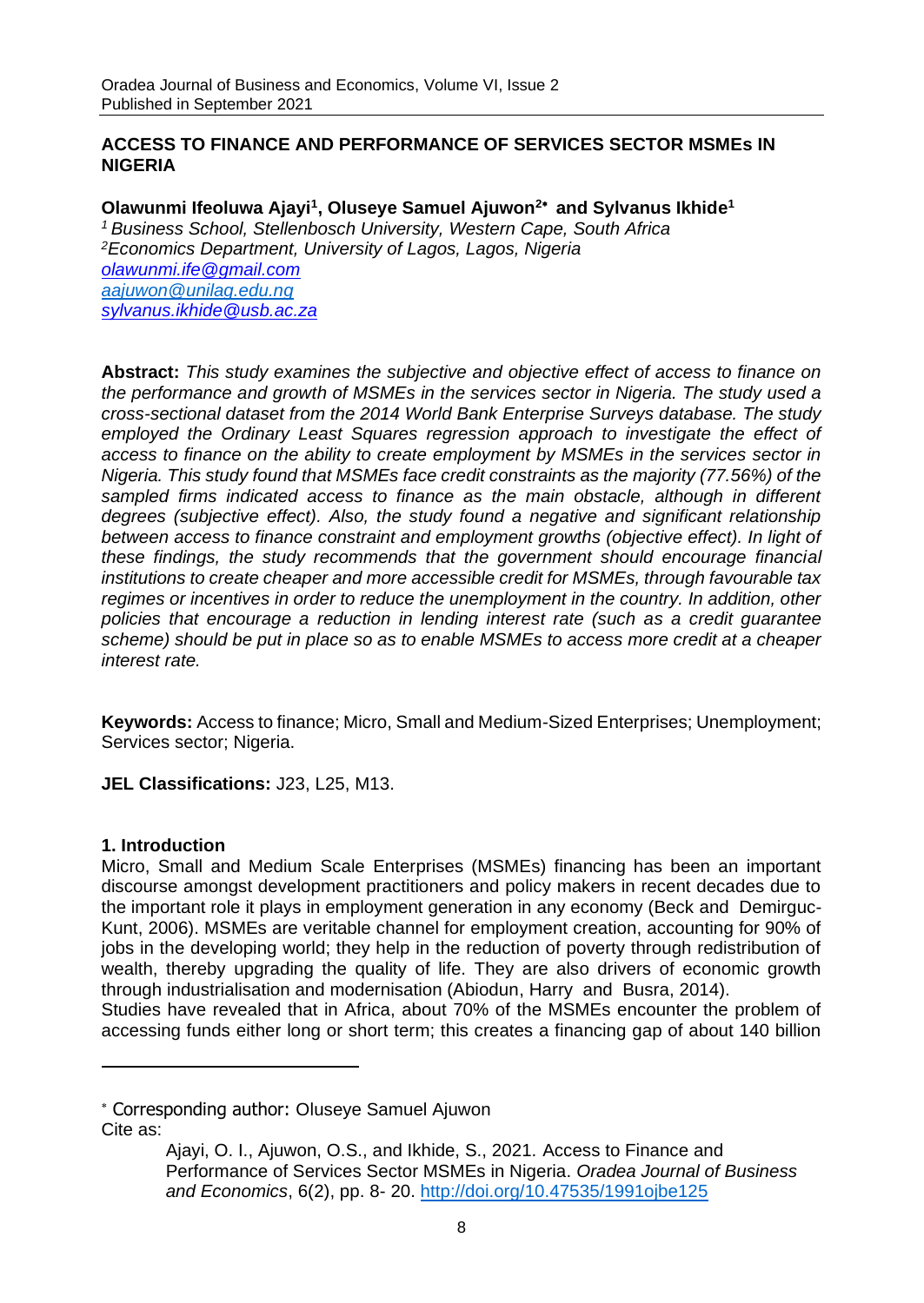# ACCESS TO FINANCE AND PERFORMANCE OF SERVICES SECTOR MSMEs IN NIGERIA

**Olawunmi Ifeoluwa Ajayi[1], Oluseye Samuel Ajuwon[2*] and Sylvanus Ikhide[1]**

*[1] Business School, Stellenbosch University, Western Cape, South Africa*
*[2] Economics Department, University of Lagos, Lagos, Nigeria*
*olawunmi.ife@gmail.com*
*aajuwon@unilag.edu.ng*
*sylvanus.ikhide@usb.ac.za*

**Abstract:** *This study examines the subjective and objective effect of access to finance on the performance and growth of MSMEs in the services sector in Nigeria. The study used a cross-sectional dataset from the 2014 World Bank Enterprise Surveys database. The study employed the Ordinary Least Squares regression approach to investigate the effect of access to finance on the ability to create employment by MSMEs in the services sector in Nigeria. This study found that MSMEs face credit constraints as the majority (77.56%) of the sampled firms indicated access to finance as the main obstacle, although in different degrees (subjective effect). Also, the study found a negative and significant relationship between access to finance constraint and employment growths (objective effect). In light of these findings, the study recommends that the government should encourage financial institutions to create cheaper and more accessible credit for MSMEs, through favourable tax regimes or incentives in order to reduce the unemployment in the country. In addition, other policies that encourage a reduction in lending interest rate (such as a credit guarantee scheme) should be put in place so as to enable MSMEs to access more credit at a cheaper interest rate.*

**Keywords:** Access to finance; Micro, Small and Medium-Sized Enterprises; Unemployment; Services sector; Nigeria.

**JEL Classifications:** J23, L25, M13.

## 1. Introduction

Micro, Small and Medium Scale Enterprises (MSMEs) financing has been an important discourse amongst development practitioners and policy makers in recent decades due to the important role it plays in employment generation in any economy (Beck and Demirguc-Kunt, 2006). MSMEs are veritable channel for employment creation, accounting for 90% of jobs in the developing world; they help in the reduction of poverty through redistribution of wealth, thereby upgrading the quality of life. They are also drivers of economic growth through industrialisation and modernisation (Abiodun, Harry and Busra, 2014).
Studies have revealed that in Africa, about 70% of the MSMEs encounter the problem of accessing funds either long or short term; this creates a financing gap of about 140 billion

---

[*] Corresponding author: Oluseye Samuel Ajuwon
Cite as:

Ajayi, O. I., Ajuwon, O.S., and Ikhide, S., 2021. Access to Finance and Performance of Services Sector MSMEs in Nigeria. *Oradea Journal of Business and Economics*, 6(2), pp. 8- 20. http://doi.org/10.47535/1991ojbe125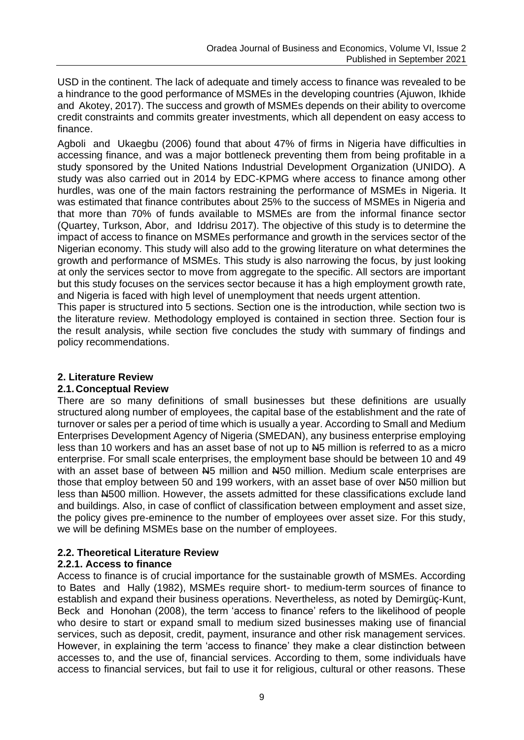USD in the continent. The lack of adequate and timely access to finance was revealed to be a hindrance to the good performance of MSMEs in the developing countries (Ajuwon, Ikhide and Akotey, 2017). The success and growth of MSMEs depends on their ability to overcome credit constraints and commits greater investments, which all dependent on easy access to finance.

Agboli and Ukaegbu (2006) found that about 47% of firms in Nigeria have difficulties in accessing finance, and was a major bottleneck preventing them from being profitable in a study sponsored by the United Nations Industrial Development Organization (UNIDO). A study was also carried out in 2014 by EDC-KPMG where access to finance among other hurdles, was one of the main factors restraining the performance of MSMEs in Nigeria. It was estimated that finance contributes about 25% to the success of MSMEs in Nigeria and that more than 70% of funds available to MSMEs are from the informal finance sector (Quartey, Turkson, Abor, and Iddrisu 2017). The objective of this study is to determine the impact of access to finance on MSMEs performance and growth in the services sector of the Nigerian economy. This study will also add to the growing literature on what determines the growth and performance of MSMEs. This study is also narrowing the focus, by just looking at only the services sector to move from aggregate to the specific. All sectors are important but this study focuses on the services sector because it has a high employment growth rate, and Nigeria is faced with high level of unemployment that needs urgent attention.

This paper is structured into 5 sections. Section one is the introduction, while section two is the literature review. Methodology employed is contained in section three. Section four is the result analysis, while section five concludes the study with summary of findings and policy recommendations.

## 2. Literature Review

### 2.1. Conceptual Review

There are so many definitions of small businesses but these definitions are usually structured along number of employees, the capital base of the establishment and the rate of turnover or sales per a period of time which is usually a year. According to Small and Medium Enterprises Development Agency of Nigeria (SMEDAN), any business enterprise employing less than 10 workers and has an asset base of not up to ₦5 million is referred to as a micro enterprise. For small scale enterprises, the employment base should be between 10 and 49 with an asset base of between ₦5 million and ₦50 million. Medium scale enterprises are those that employ between 50 and 199 workers, with an asset base of over ₦50 million but less than ₦500 million. However, the assets admitted for these classifications exclude land and buildings. Also, in case of conflict of classification between employment and asset size, the policy gives pre-eminence to the number of employees over asset size. For this study, we will be defining MSMEs base on the number of employees.

### 2.2. Theoretical Literature Review

#### 2.2.1. Access to finance

Access to finance is of crucial importance for the sustainable growth of MSMEs. According to Bates and Hally (1982), MSMEs require short- to medium-term sources of finance to establish and expand their business operations. Nevertheless, as noted by Demirgüç-Kunt, Beck and Honohan (2008), the term 'access to finance' refers to the likelihood of people who desire to start or expand small to medium sized businesses making use of financial services, such as deposit, credit, payment, insurance and other risk management services. However, in explaining the term 'access to finance' they make a clear distinction between accesses to, and the use of, financial services. According to them, some individuals have access to financial services, but fail to use it for religious, cultural or other reasons. These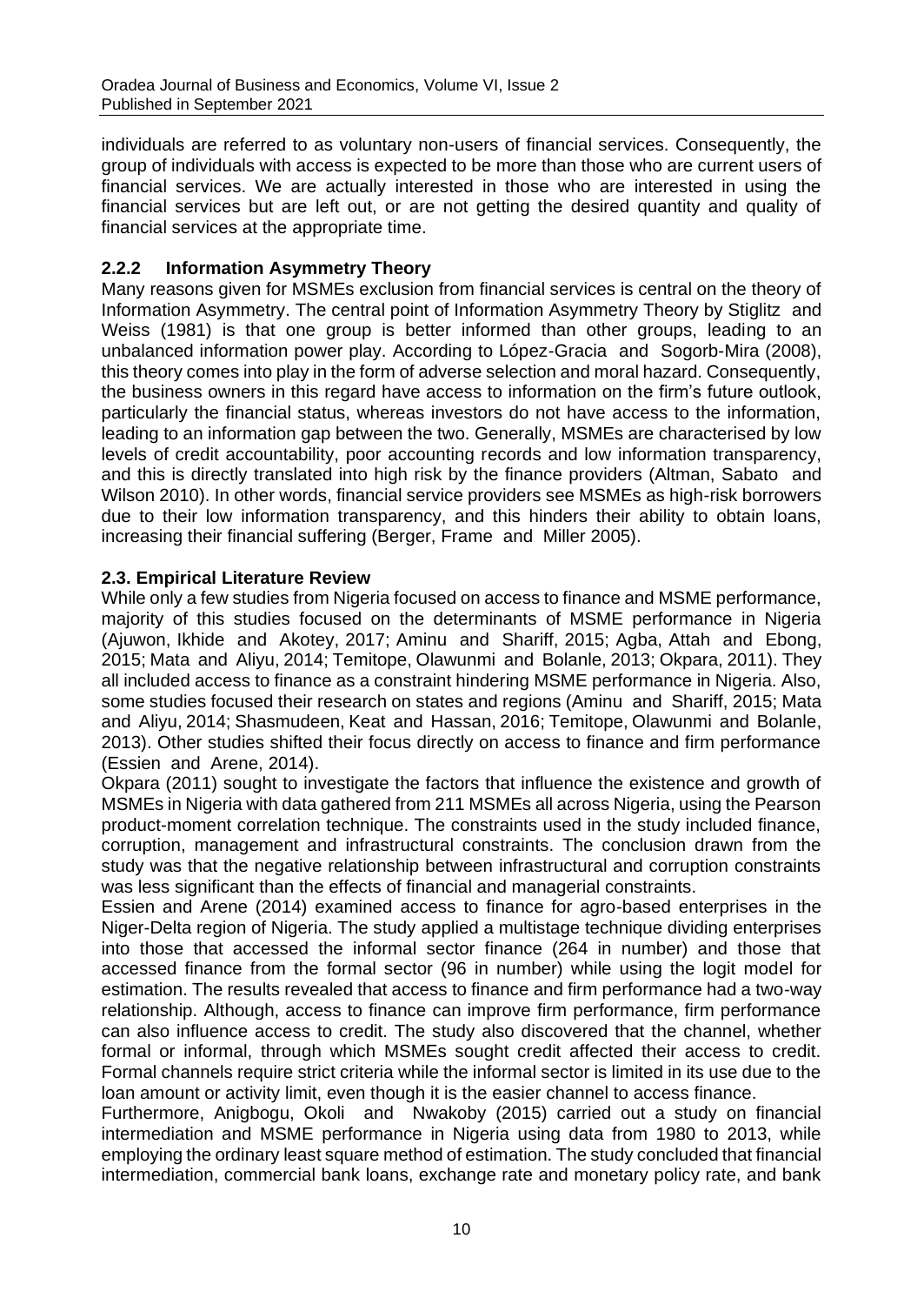individuals are referred to as voluntary non-users of financial services. Consequently, the group of individuals with access is expected to be more than those who are current users of financial services. We are actually interested in those who are interested in using the financial services but are left out, or are not getting the desired quantity and quality of financial services at the appropriate time.

### 2.2.2 Information Asymmetry Theory

Many reasons given for MSMEs exclusion from financial services is central on the theory of Information Asymmetry. The central point of Information Asymmetry Theory by Stiglitz and Weiss (1981) is that one group is better informed than other groups, leading to an unbalanced information power play. According to López-Gracia and Sogorb-Mira (2008), this theory comes into play in the form of adverse selection and moral hazard. Consequently, the business owners in this regard have access to information on the firm's future outlook, particularly the financial status, whereas investors do not have access to the information, leading to an information gap between the two. Generally, MSMEs are characterised by low levels of credit accountability, poor accounting records and low information transparency, and this is directly translated into high risk by the finance providers (Altman, Sabato and Wilson 2010). In other words, financial service providers see MSMEs as high-risk borrowers due to their low information transparency, and this hinders their ability to obtain loans, increasing their financial suffering (Berger, Frame and Miller 2005).

### 2.3. Empirical Literature Review

While only a few studies from Nigeria focused on access to finance and MSME performance, majority of this studies focused on the determinants of MSME performance in Nigeria (Ajuwon, Ikhide and Akotey, 2017; Aminu and Shariff, 2015; Agba, Attah and Ebong, 2015; Mata and Aliyu, 2014; Temitope, Olawunmi and Bolanle, 2013; Okpara, 2011). They all included access to finance as a constraint hindering MSME performance in Nigeria. Also, some studies focused their research on states and regions (Aminu and Shariff, 2015; Mata and Aliyu, 2014; Shasmudeen, Keat and Hassan, 2016; Temitope, Olawunmi and Bolanle, 2013). Other studies shifted their focus directly on access to finance and firm performance (Essien and Arene, 2014).

Okpara (2011) sought to investigate the factors that influence the existence and growth of MSMEs in Nigeria with data gathered from 211 MSMEs all across Nigeria, using the Pearson product-moment correlation technique. The constraints used in the study included finance, corruption, management and infrastructural constraints. The conclusion drawn from the study was that the negative relationship between infrastructural and corruption constraints was less significant than the effects of financial and managerial constraints.

Essien and Arene (2014) examined access to finance for agro-based enterprises in the Niger-Delta region of Nigeria. The study applied a multistage technique dividing enterprises into those that accessed the informal sector finance (264 in number) and those that accessed finance from the formal sector (96 in number) while using the logit model for estimation. The results revealed that access to finance and firm performance had a two-way relationship. Although, access to finance can improve firm performance, firm performance can also influence access to credit. The study also discovered that the channel, whether formal or informal, through which MSMEs sought credit affected their access to credit. Formal channels require strict criteria while the informal sector is limited in its use due to the loan amount or activity limit, even though it is the easier channel to access finance.

Furthermore, Anigbogu, Okoli and Nwakoby (2015) carried out a study on financial intermediation and MSME performance in Nigeria using data from 1980 to 2013, while employing the ordinary least square method of estimation. The study concluded that financial intermediation, commercial bank loans, exchange rate and monetary policy rate, and bank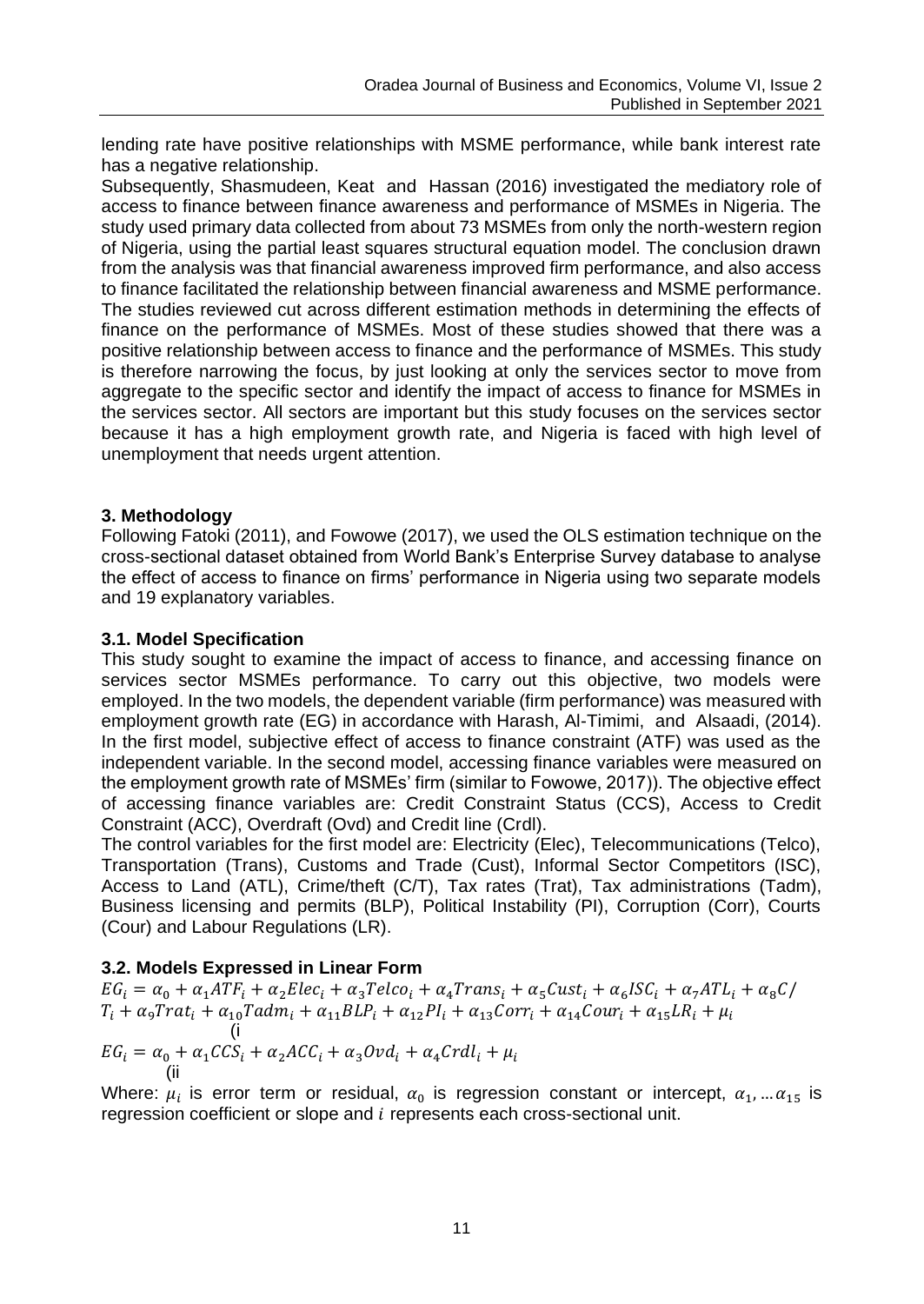lending rate have positive relationships with MSME performance, while bank interest rate has a negative relationship.

Subsequently, Shasmudeen, Keat and Hassan (2016) investigated the mediatory role of access to finance between finance awareness and performance of MSMEs in Nigeria. The study used primary data collected from about 73 MSMEs from only the north-western region of Nigeria, using the partial least squares structural equation model. The conclusion drawn from the analysis was that financial awareness improved firm performance, and also access to finance facilitated the relationship between financial awareness and MSME performance. The studies reviewed cut across different estimation methods in determining the effects of finance on the performance of MSMEs. Most of these studies showed that there was a positive relationship between access to finance and the performance of MSMEs. This study is therefore narrowing the focus, by just looking at only the services sector to move from aggregate to the specific sector and identify the impact of access to finance for MSMEs in the services sector. All sectors are important but this study focuses on the services sector because it has a high employment growth rate, and Nigeria is faced with high level of unemployment that needs urgent attention.

## 3. Methodology

Following Fatoki (2011), and Fowowe (2017), we used the OLS estimation technique on the cross-sectional dataset obtained from World Bank's Enterprise Survey database to analyse the effect of access to finance on firms' performance in Nigeria using two separate models and 19 explanatory variables.

### 3.1. Model Specification

This study sought to examine the impact of access to finance, and accessing finance on services sector MSMEs performance. To carry out this objective, two models were employed. In the two models, the dependent variable (firm performance) was measured with employment growth rate (EG) in accordance with Harash, Al-Timimi, and Alsaadi, (2014). In the first model, subjective effect of access to finance constraint (ATF) was used as the independent variable. In the second model, accessing finance variables were measured on the employment growth rate of MSMEs' firm (similar to Fowowe, 2017)). The objective effect of accessing finance variables are: Credit Constraint Status (CCS), Access to Credit Constraint (ACC), Overdraft (Ovd) and Credit line (Crdl).

The control variables for the first model are: Electricity (Elec), Telecommunications (Telco), Transportation (Trans), Customs and Trade (Cust), Informal Sector Competitors (ISC), Access to Land (ATL), Crime/theft (C/T), Tax rates (Trat), Tax administrations (Tadm), Business licensing and permits (BLP), Political Instability (PI), Corruption (Corr), Courts (Cour) and Labour Regulations (LR).

### 3.2. Models Expressed in Linear Form

$$EG_i = \alpha_0 + \alpha_1 ATF_i + \alpha_2 Elec_i + \alpha_3 Telco_i + \alpha_4 Trans_i + \alpha_5 Cust_i + \alpha_6 ISC_i + \alpha_7 ATL_i + \alpha_8 C/T_i + \alpha_9 Trat_i + \alpha_{10} Tadm_i + \alpha_{11} BLP_i + \alpha_{12} PI_i + \alpha_{13} Corr_i + \alpha_{14} Cour_i + \alpha_{15} LR_i + \mu_i \quad \text{(i}$$

$$EG_i = \alpha_0 + \alpha_1 CCS_i + \alpha_2 ACC_i + \alpha_3 Ovd_i + \alpha_4 Crdl_i + \mu_i \quad \text{(ii}$$

Where: $\mu_i$ is error term or residual, $\alpha_0$ is regression constant or intercept, $\alpha_1, \ldots \alpha_{15}$ is regression coefficient or slope and $i$ represents each cross-sectional unit.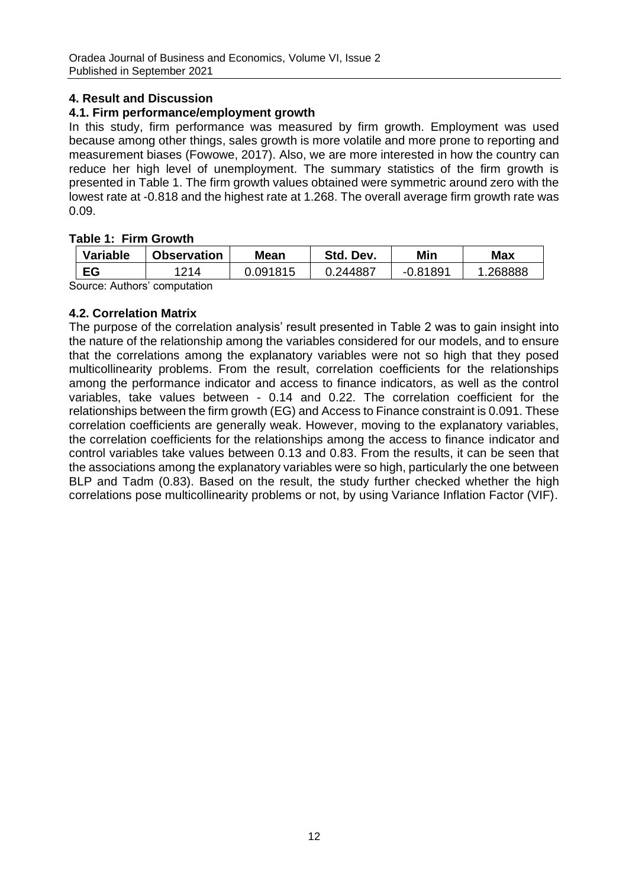## 4. Result and Discussion

### 4.1. Firm performance/employment growth

In this study, firm performance was measured by firm growth. Employment was used because among other things, sales growth is more volatile and more prone to reporting and measurement biases (Fowowe, 2017). Also, we are more interested in how the country can reduce her high level of unemployment. The summary statistics of the firm growth is presented in Table 1. The firm growth values obtained were symmetric around zero with the lowest rate at -0.818 and the highest rate at 1.268. The overall average firm growth rate was 0.09.

**Table 1: Firm Growth**

| Variable | Observation | Mean | Std. Dev. | Min | Max |
|---|---|---|---|---|---|
| EG | 1214 | 0.091815 | 0.244887 | -0.81891 | 1.268888 |

Source: Authors' computation

### 4.2. Correlation Matrix

The purpose of the correlation analysis' result presented in Table 2 was to gain insight into the nature of the relationship among the variables considered for our models, and to ensure that the correlations among the explanatory variables were not so high that they posed multicollinearity problems. From the result, correlation coefficients for the relationships among the performance indicator and access to finance indicators, as well as the control variables, take values between - 0.14 and 0.22. The correlation coefficient for the relationships between the firm growth (EG) and Access to Finance constraint is 0.091. These correlation coefficients are generally weak. However, moving to the explanatory variables, the correlation coefficients for the relationships among the access to finance indicator and control variables take values between 0.13 and 0.83. From the results, it can be seen that the associations among the explanatory variables were so high, particularly the one between BLP and Tadm (0.83). Based on the result, the study further checked whether the high correlations pose multicollinearity problems or not, by using Variance Inflation Factor (VIF).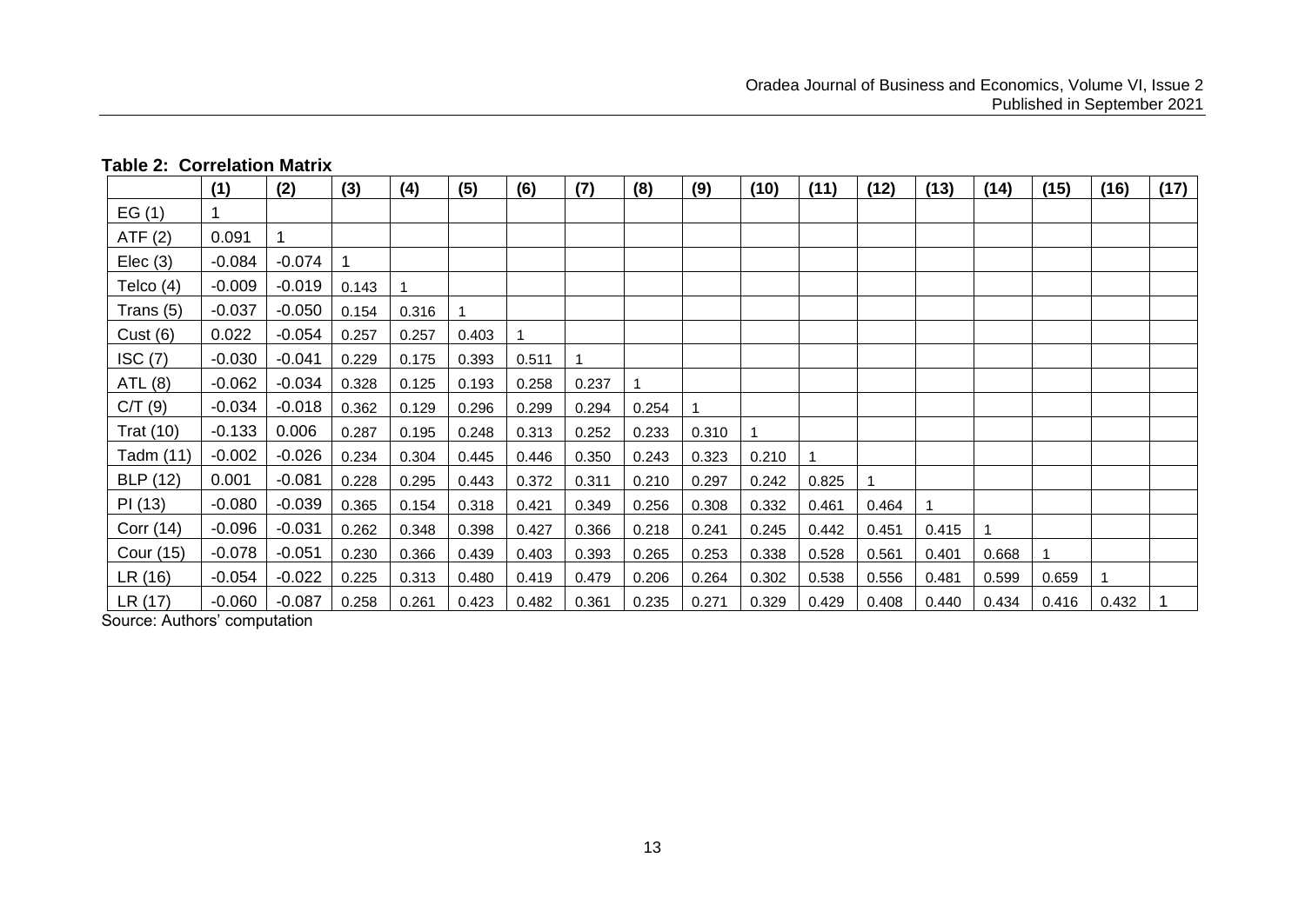**Table 2: Correlation Matrix**

| | (1) | (2) | (3) | (4) | (5) | (6) | (7) | (8) | (9) | (10) | (11) | (12) | (13) | (14) | (15) | (16) | (17) |
|---|---|---|---|---|---|---|---|---|---|---|---|---|---|---|---|---|---|
| EG (1) | 1 | | | | | | | | | | | | | | | | |
| ATF (2) | 0.091 | 1 | | | | | | | | | | | | | | | |
| Elec (3) | -0.084 | -0.074 | 1 | | | | | | | | | | | | | | |
| Telco (4) | -0.009 | -0.019 | 0.143 | 1 | | | | | | | | | | | | | |
| Trans (5) | -0.037 | -0.050 | 0.154 | 0.316 | 1 | | | | | | | | | | | | |
| Cust (6) | 0.022 | -0.054 | 0.257 | 0.257 | 0.403 | 1 | | | | | | | | | | | |
| ISC (7) | -0.030 | -0.041 | 0.229 | 0.175 | 0.393 | 0.511 | 1 | | | | | | | | | | |
| ATL (8) | -0.062 | -0.034 | 0.328 | 0.125 | 0.193 | 0.258 | 0.237 | 1 | | | | | | | | | |
| C/T (9) | -0.034 | -0.018 | 0.362 | 0.129 | 0.296 | 0.299 | 0.294 | 0.254 | 1 | | | | | | | | |
| Trat (10) | -0.133 | 0.006 | 0.287 | 0.195 | 0.248 | 0.313 | 0.252 | 0.233 | 0.310 | 1 | | | | | | | |
| Tadm (11) | -0.002 | -0.026 | 0.234 | 0.304 | 0.445 | 0.446 | 0.350 | 0.243 | 0.323 | 0.210 | 1 | | | | | | |
| BLP (12) | 0.001 | -0.081 | 0.228 | 0.295 | 0.443 | 0.372 | 0.311 | 0.210 | 0.297 | 0.242 | 0.825 | 1 | | | | | |
| PI (13) | -0.080 | -0.039 | 0.365 | 0.154 | 0.318 | 0.421 | 0.349 | 0.256 | 0.308 | 0.332 | 0.461 | 0.464 | 1 | | | | |
| Corr (14) | -0.096 | -0.031 | 0.262 | 0.348 | 0.398 | 0.427 | 0.366 | 0.218 | 0.241 | 0.245 | 0.442 | 0.451 | 0.415 | 1 | | | |
| Cour (15) | -0.078 | -0.051 | 0.230 | 0.366 | 0.439 | 0.403 | 0.393 | 0.265 | 0.253 | 0.338 | 0.528 | 0.561 | 0.401 | 0.668 | 1 | | |
| LR (16) | -0.054 | -0.022 | 0.225 | 0.313 | 0.480 | 0.419 | 0.479 | 0.206 | 0.264 | 0.302 | 0.538 | 0.556 | 0.481 | 0.599 | 0.659 | 1 | |
| LR (17) | -0.060 | -0.087 | 0.258 | 0.261 | 0.423 | 0.482 | 0.361 | 0.235 | 0.271 | 0.329 | 0.429 | 0.408 | 0.440 | 0.434 | 0.416 | 0.432 | 1 |

Source: Authors' computation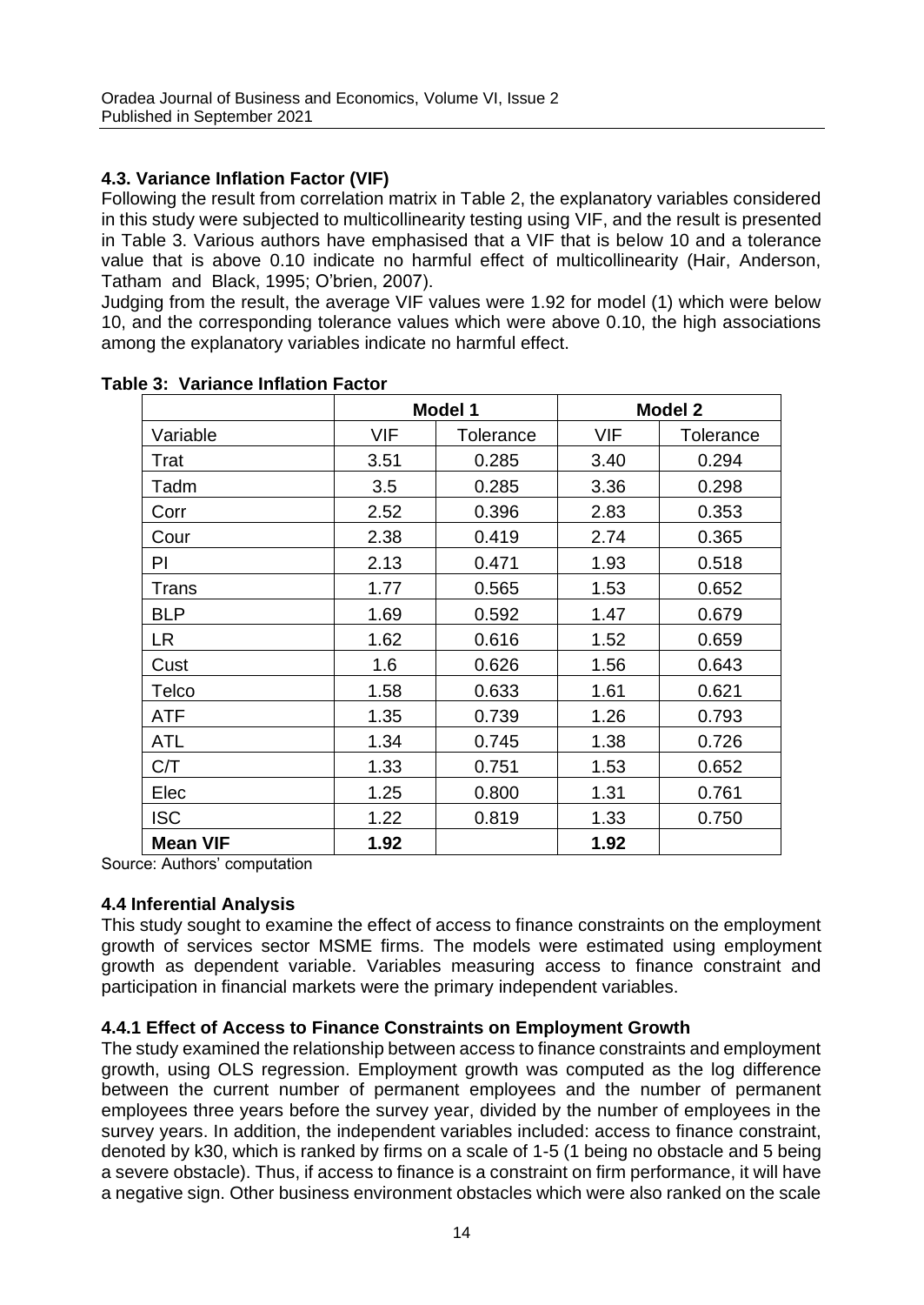### 4.3. Variance Inflation Factor (VIF)

Following the result from correlation matrix in Table 2, the explanatory variables considered in this study were subjected to multicollinearity testing using VIF, and the result is presented in Table 3. Various authors have emphasised that a VIF that is below 10 and a tolerance value that is above 0.10 indicate no harmful effect of multicollinearity (Hair, Anderson, Tatham and Black, 1995; O'brien, 2007).

Judging from the result, the average VIF values were 1.92 for model (1) which were below 10, and the corresponding tolerance values which were above 0.10, the high associations among the explanatory variables indicate no harmful effect.

**Table 3: Variance Inflation Factor**

| | Model 1 | | Model 2 | |
|---|---|---|---|---|
| Variable | VIF | Tolerance | VIF | Tolerance |
| Trat | 3.51 | 0.285 | 3.40 | 0.294 |
| Tadm | 3.5 | 0.285 | 3.36 | 0.298 |
| Corr | 2.52 | 0.396 | 2.83 | 0.353 |
| Cour | 2.38 | 0.419 | 2.74 | 0.365 |
| PI | 2.13 | 0.471 | 1.93 | 0.518 |
| Trans | 1.77 | 0.565 | 1.53 | 0.652 |
| BLP | 1.69 | 0.592 | 1.47 | 0.679 |
| LR | 1.62 | 0.616 | 1.52 | 0.659 |
| Cust | 1.6 | 0.626 | 1.56 | 0.643 |
| Telco | 1.58 | 0.633 | 1.61 | 0.621 |
| ATF | 1.35 | 0.739 | 1.26 | 0.793 |
| ATL | 1.34 | 0.745 | 1.38 | 0.726 |
| C/T | 1.33 | 0.751 | 1.53 | 0.652 |
| Elec | 1.25 | 0.800 | 1.31 | 0.761 |
| ISC | 1.22 | 0.819 | 1.33 | 0.750 |
| **Mean VIF** | **1.92** | | **1.92** | |

Source: Authors' computation

### 4.4 Inferential Analysis

This study sought to examine the effect of access to finance constraints on the employment growth of services sector MSME firms. The models were estimated using employment growth as dependent variable. Variables measuring access to finance constraint and participation in financial markets were the primary independent variables.

#### 4.4.1 Effect of Access to Finance Constraints on Employment Growth

The study examined the relationship between access to finance constraints and employment growth, using OLS regression. Employment growth was computed as the log difference between the current number of permanent employees and the number of permanent employees three years before the survey year, divided by the number of employees in the survey years. In addition, the independent variables included: access to finance constraint, denoted by k30, which is ranked by firms on a scale of 1-5 (1 being no obstacle and 5 being a severe obstacle). Thus, if access to finance is a constraint on firm performance, it will have a negative sign. Other business environment obstacles which were also ranked on the scale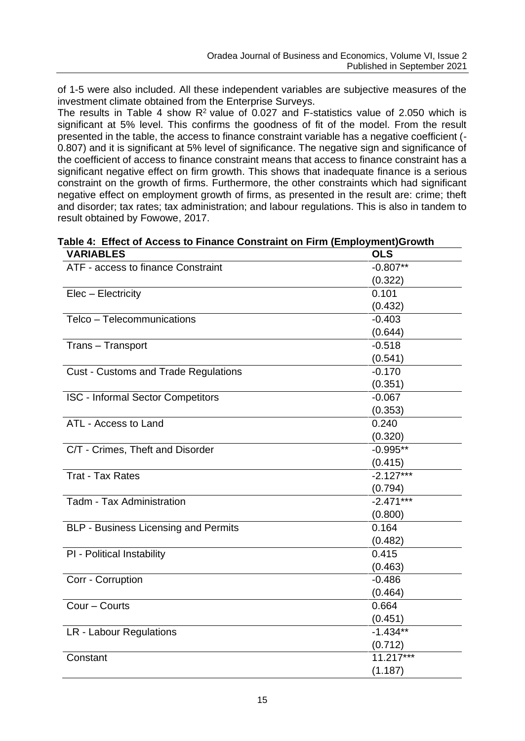of 1-5 were also included. All these independent variables are subjective measures of the investment climate obtained from the Enterprise Surveys.

The results in Table 4 show $R^2$ value of 0.027 and F-statistics value of 2.050 which is significant at 5% level. This confirms the goodness of fit of the model. From the result presented in the table, the access to finance constraint variable has a negative coefficient (-0.807) and it is significant at 5% level of significance. The negative sign and significance of the coefficient of access to finance constraint means that access to finance constraint has a significant negative effect on firm growth. This shows that inadequate finance is a serious constraint on the growth of firms. Furthermore, the other constraints which had significant negative effect on employment growth of firms, as presented in the result are: crime; theft and disorder; tax rates; tax administration; and labour regulations. This is also in tandem to result obtained by Fowowe, 2017.

**Table 4: Effect of Access to Finance Constraint on Firm (Employment)Growth**

| VARIABLES | OLS |
|---|---|
| ATF - access to finance Constraint | -0.807** |
| | (0.322) |
| Elec – Electricity | 0.101 |
| | (0.432) |
| Telco – Telecommunications | -0.403 |
| | (0.644) |
| Trans – Transport | -0.518 |
| | (0.541) |
| Cust - Customs and Trade Regulations | -0.170 |
| | (0.351) |
| ISC - Informal Sector Competitors | -0.067 |
| | (0.353) |
| ATL - Access to Land | 0.240 |
| | (0.320) |
| C/T - Crimes, Theft and Disorder | -0.995** |
| | (0.415) |
| Trat - Tax Rates | -2.127*** |
| | (0.794) |
| Tadm - Tax Administration | -2.471*** |
| | (0.800) |
| BLP - Business Licensing and Permits | 0.164 |
| | (0.482) |
| PI - Political Instability | 0.415 |
| | (0.463) |
| Corr - Corruption | -0.486 |
| | (0.464) |
| Cour – Courts | 0.664 |
| | (0.451) |
| LR - Labour Regulations | -1.434** |
| | (0.712) |
| Constant | 11.217*** |
| | (1.187) |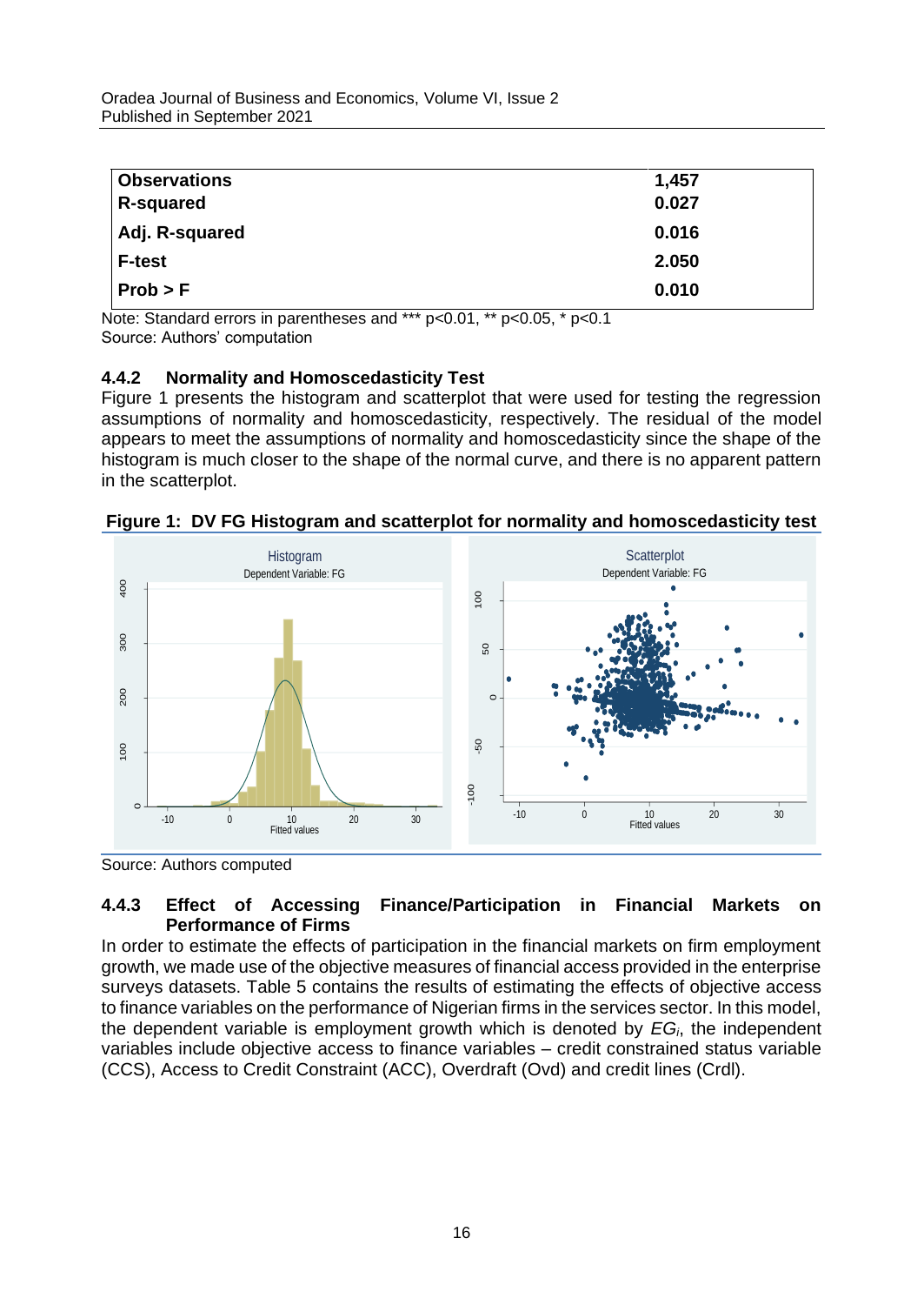| Observations | 1,457 |
|---|---|
| R-squared | 0.027 |
| Adj. R-squared | 0.016 |
| F-test | 2.050 |
| Prob > F | 0.010 |

Note: Standard errors in parentheses and *** p<0.01, ** p<0.05, * p<0.1
Source: Authors' computation

### 4.4.2 Normality and Homoscedasticity Test

Figure 1 presents the histogram and scatterplot that were used for testing the regression assumptions of normality and homoscedasticity, respectively. The residual of the model appears to meet the assumptions of normality and homoscedasticity since the shape of the histogram is much closer to the shape of the normal curve, and there is no apparent pattern in the scatterplot.

**Figure 1: DV FG Histogram and scatterplot for normality and homoscedasticity test**

Source: Authors computed

### 4.4.3 Effect of Accessing Finance/Participation in Financial Markets on Performance of Firms

In order to estimate the effects of participation in the financial markets on firm employment growth, we made use of the objective measures of financial access provided in the enterprise surveys datasets. Table 5 contains the results of estimating the effects of objective access to finance variables on the performance of Nigerian firms in the services sector. In this model, the dependent variable is employment growth which is denoted by $EG_i$, the independent variables include objective access to finance variables – credit constrained status variable (CCS), Access to Credit Constraint (ACC), Overdraft (Ovd) and credit lines (Crdl).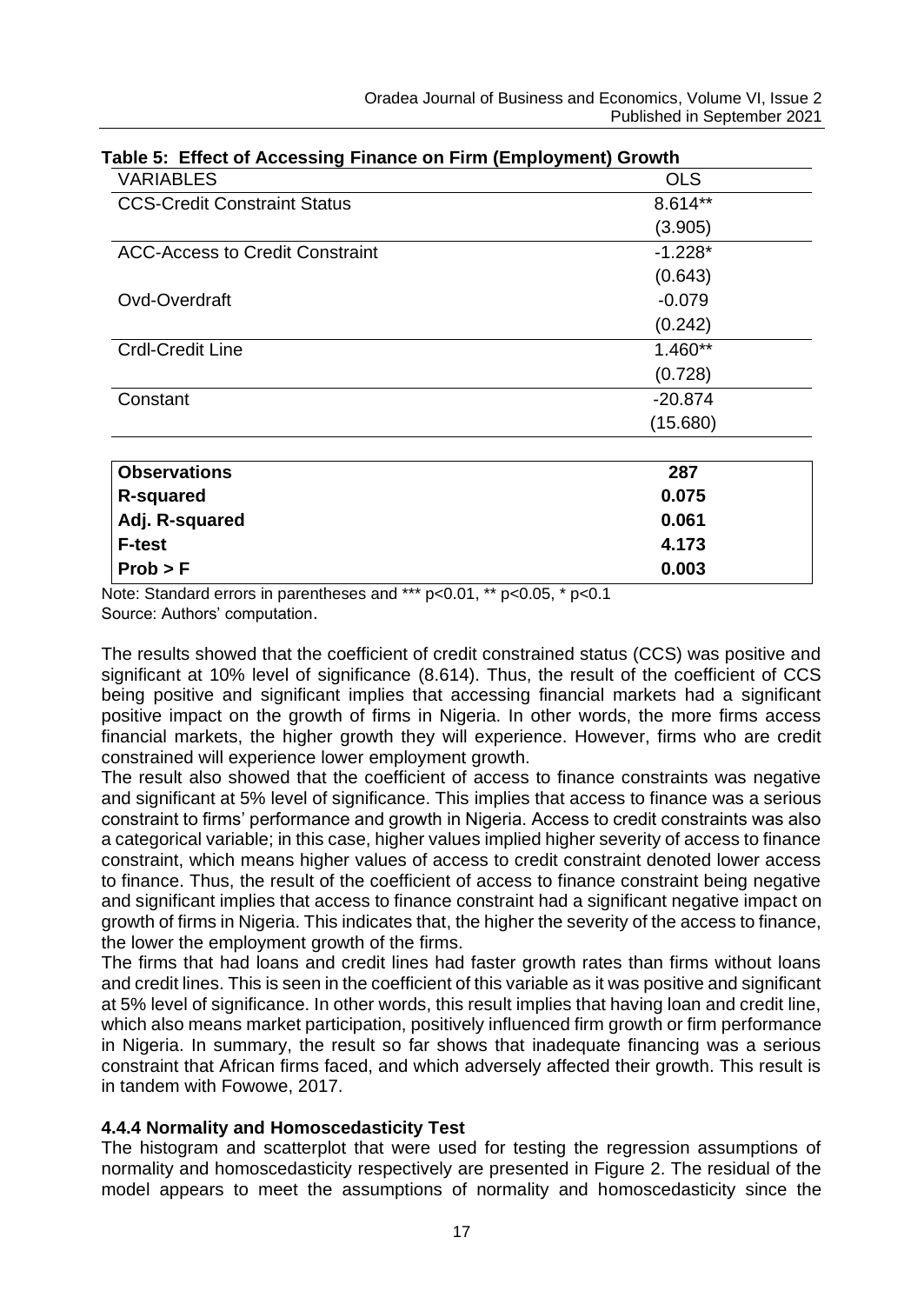**Table 5: Effect of Accessing Finance on Firm (Employment) Growth**

| VARIABLES | OLS |
|---|---|
| CCS-Credit Constraint Status | 8.614** |
| | (3.905) |
| ACC-Access to Credit Constraint | -1.228* |
| | (0.643) |
| Ovd-Overdraft | -0.079 |
| | (0.242) |
| Crdl-Credit Line | 1.460** |
| | (0.728) |
| Constant | -20.874 |
| | (15.680) |
| **Observations** | **287** |
| **R-squared** | **0.075** |
| **Adj. R-squared** | **0.061** |
| **F-test** | **4.173** |
| **Prob > F** | **0.003** |

Note: Standard errors in parentheses and *** p<0.01, ** p<0.05, * p<0.1
Source: Authors' computation.

The results showed that the coefficient of credit constrained status (CCS) was positive and significant at 10% level of significance (8.614). Thus, the result of the coefficient of CCS being positive and significant implies that accessing financial markets had a significant positive impact on the growth of firms in Nigeria. In other words, the more firms access financial markets, the higher growth they will experience. However, firms who are credit constrained will experience lower employment growth.

The result also showed that the coefficient of access to finance constraints was negative and significant at 5% level of significance. This implies that access to finance was a serious constraint to firms' performance and growth in Nigeria. Access to credit constraints was also a categorical variable; in this case, higher values implied higher severity of access to finance constraint, which means higher values of access to credit constraint denoted lower access to finance. Thus, the result of the coefficient of access to finance constraint being negative and significant implies that access to finance constraint had a significant negative impact on growth of firms in Nigeria. This indicates that, the higher the severity of the access to finance, the lower the employment growth of the firms.

The firms that had loans and credit lines had faster growth rates than firms without loans and credit lines. This is seen in the coefficient of this variable as it was positive and significant at 5% level of significance. In other words, this result implies that having loan and credit line, which also means market participation, positively influenced firm growth or firm performance in Nigeria. In summary, the result so far shows that inadequate financing was a serious constraint that African firms faced, and which adversely affected their growth. This result is in tandem with Fowowe, 2017.

### 4.4.4 Normality and Homoscedasticity Test

The histogram and scatterplot that were used for testing the regression assumptions of normality and homoscedasticity respectively are presented in Figure 2. The residual of the model appears to meet the assumptions of normality and homoscedasticity since the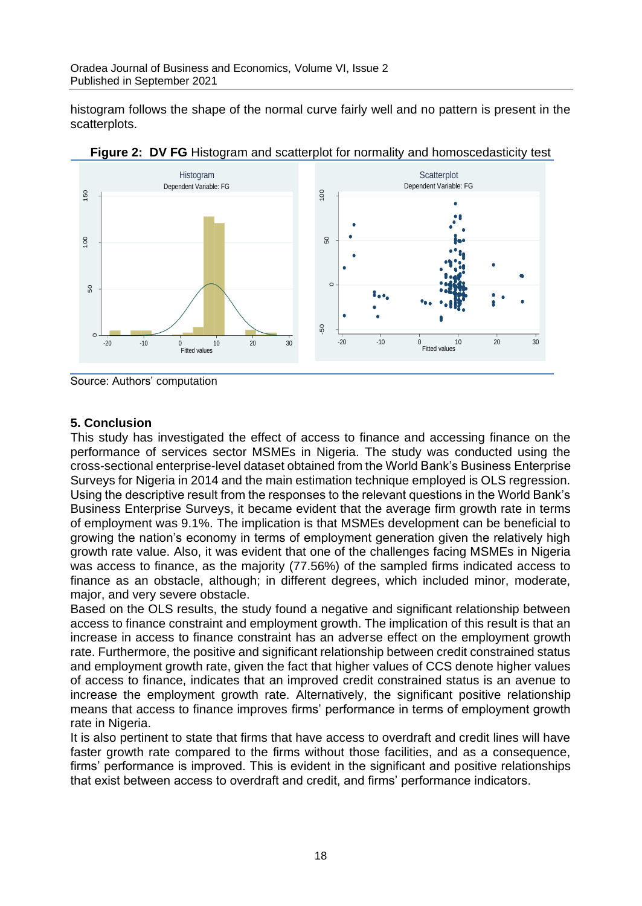histogram follows the shape of the normal curve fairly well and no pattern is present in the scatterplots.

**Figure 2: DV FG** Histogram and scatterplot for normality and homoscedasticity test

Source: Authors' computation

### 5. Conclusion

This study has investigated the effect of access to finance and accessing finance on the performance of services sector MSMEs in Nigeria. The study was conducted using the cross-sectional enterprise-level dataset obtained from the World Bank's Business Enterprise Surveys for Nigeria in 2014 and the main estimation technique employed is OLS regression. Using the descriptive result from the responses to the relevant questions in the World Bank's Business Enterprise Surveys, it became evident that the average firm growth rate in terms of employment was 9.1%. The implication is that MSMEs development can be beneficial to growing the nation's economy in terms of employment generation given the relatively high growth rate value. Also, it was evident that one of the challenges facing MSMEs in Nigeria was access to finance, as the majority (77.56%) of the sampled firms indicated access to finance as an obstacle, although; in different degrees, which included minor, moderate, major, and very severe obstacle.

Based on the OLS results, the study found a negative and significant relationship between access to finance constraint and employment growth. The implication of this result is that an increase in access to finance constraint has an adverse effect on the employment growth rate. Furthermore, the positive and significant relationship between credit constrained status and employment growth rate, given the fact that higher values of CCS denote higher values of access to finance, indicates that an improved credit constrained status is an avenue to increase the employment growth rate. Alternatively, the significant positive relationship means that access to finance improves firms' performance in terms of employment growth rate in Nigeria.

It is also pertinent to state that firms that have access to overdraft and credit lines will have faster growth rate compared to the firms without those facilities, and as a consequence, firms' performance is improved. This is evident in the significant and positive relationships that exist between access to overdraft and credit, and firms' performance indicators.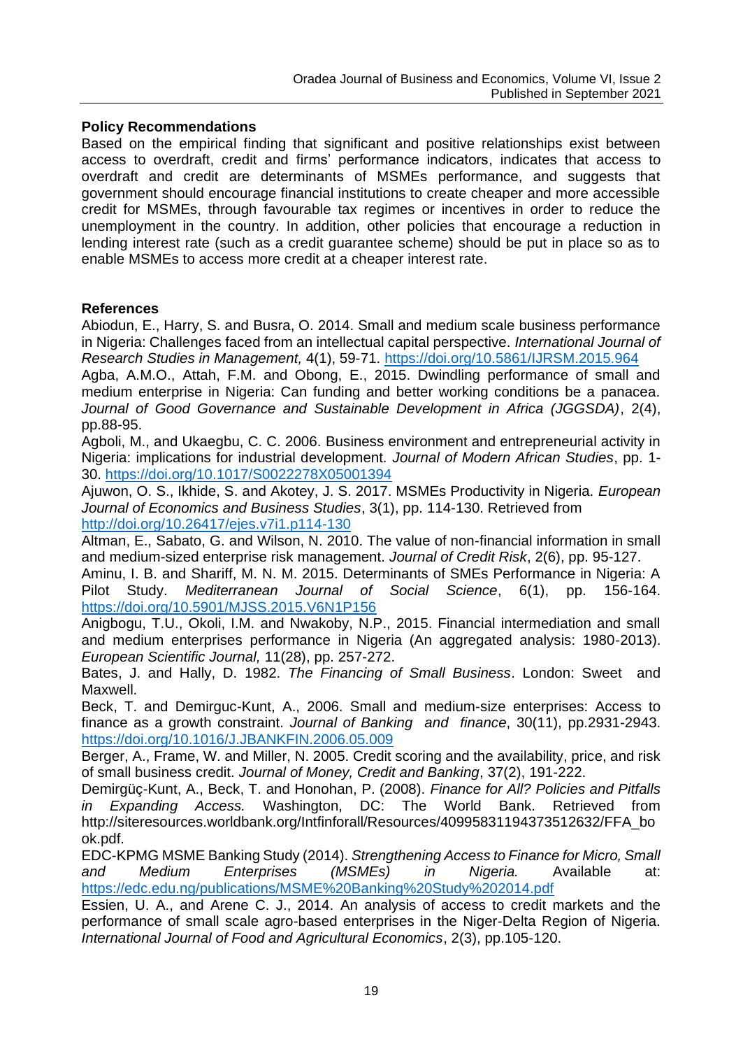**Policy Recommendations**

Based on the empirical finding that significant and positive relationships exist between access to overdraft, credit and firms' performance indicators, indicates that access to overdraft and credit are determinants of MSMEs performance, and suggests that government should encourage financial institutions to create cheaper and more accessible credit for MSMEs, through favourable tax regimes or incentives in order to reduce the unemployment in the country. In addition, other policies that encourage a reduction in lending interest rate (such as a credit guarantee scheme) should be put in place so as to enable MSMEs to access more credit at a cheaper interest rate.

**References**

Abiodun, E., Harry, S. and Busra, O. 2014. Small and medium scale business performance in Nigeria: Challenges faced from an intellectual capital perspective. *International Journal of Research Studies in Management,* 4(1), 59-71. https://doi.org/10.5861/IJRSM.2015.964

Agba, A.M.O., Attah, F.M. and Obong, E., 2015. Dwindling performance of small and medium enterprise in Nigeria: Can funding and better working conditions be a panacea. *Journal of Good Governance and Sustainable Development in Africa (JGGSDA)*, 2(4), pp.88-95.

Agboli, M., and Ukaegbu, C. C. 2006. Business environment and entrepreneurial activity in Nigeria: implications for industrial development. *Journal of Modern African Studies*, pp. 1-30. https://doi.org/10.1017/S0022278X05001394

Ajuwon, O. S., Ikhide, S. and Akotey, J. S. 2017. MSMEs Productivity in Nigeria. *European Journal of Economics and Business Studies*, 3(1), pp. 114-130. Retrieved from http://doi.org/10.26417/ejes.v7i1.p114-130

Altman, E., Sabato, G. and Wilson, N. 2010. The value of non-financial information in small and medium-sized enterprise risk management. *Journal of Credit Risk*, 2(6), pp. 95-127.

Aminu, I. B. and Shariff, M. N. M. 2015. Determinants of SMEs Performance in Nigeria: A Pilot Study. *Mediterranean Journal of Social Science*, 6(1), pp. 156-164. https://doi.org/10.5901/MJSS.2015.V6N1P156

Anigbogu, T.U., Okoli, I.M. and Nwakoby, N.P., 2015. Financial intermediation and small and medium enterprises performance in Nigeria (An aggregated analysis: 1980-2013). *European Scientific Journal,* 11(28), pp. 257-272.

Bates, J. and Hally, D. 1982. *The Financing of Small Business*. London: Sweet and Maxwell.

Beck, T. and Demirguc-Kunt, A., 2006. Small and medium-size enterprises: Access to finance as a growth constraint. *Journal of Banking and finance*, 30(11), pp.2931-2943. https://doi.org/10.1016/J.JBANKFIN.2006.05.009

Berger, A., Frame, W. and Miller, N. 2005. Credit scoring and the availability, price, and risk of small business credit. *Journal of Money, Credit and Banking*, 37(2), 191-222.

Demirgüç-Kunt, A., Beck, T. and Honohan, P. (2008). *Finance for All? Policies and Pitfalls in Expanding Access.* Washington, DC: The World Bank. Retrieved from http://siteresources.worldbank.org/Intfinforall/Resources/4099583119437351​2632/FFA_book.pdf.

EDC-KPMG MSME Banking Study (2014). *Strengthening Access to Finance for Micro, Small and Medium Enterprises (MSMEs) in Nigeria.* Available at: https://edc.edu.ng/publications/MSME%20Banking%20Study%202014.pdf

Essien, U. A., and Arene C. J., 2014. An analysis of access to credit markets and the performance of small scale agro-based enterprises in the Niger-Delta Region of Nigeria. *International Journal of Food and Agricultural Economics*, 2(3), pp.105-120.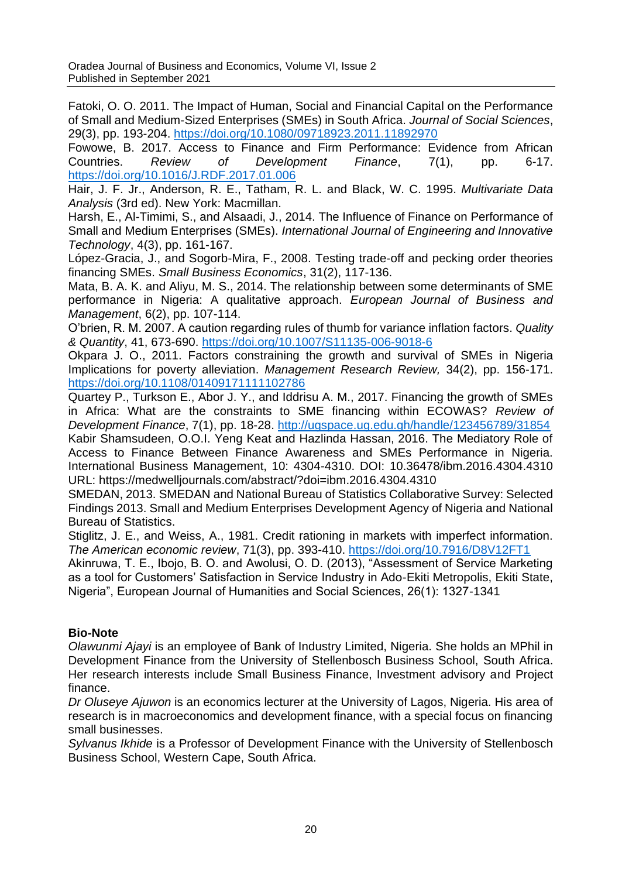Fatoki, O. O. 2011. The Impact of Human, Social and Financial Capital on the Performance of Small and Medium-Sized Enterprises (SMEs) in South Africa. *Journal of Social Sciences*, 29(3), pp. 193-204. https://doi.org/10.1080/09718923.2011.11892970

Fowowe, B. 2017. Access to Finance and Firm Performance: Evidence from African Countries. *Review of Development Finance*, 7(1), pp. 6-17. https://doi.org/10.1016/J.RDF.2017.01.006

Hair, J. F. Jr., Anderson, R. E., Tatham, R. L. and Black, W. C. 1995. *Multivariate Data Analysis* (3rd ed). New York: Macmillan.

Harsh, E., Al-Timimi, S., and Alsaadi, J., 2014. The Influence of Finance on Performance of Small and Medium Enterprises (SMEs). *International Journal of Engineering and Innovative Technology*, 4(3), pp. 161-167.

López-Gracia, J., and Sogorb-Mira, F., 2008. Testing trade-off and pecking order theories financing SMEs. *Small Business Economics*, 31(2), 117-136.

Mata, B. A. K. and Aliyu, M. S., 2014. The relationship between some determinants of SME performance in Nigeria: A qualitative approach. *European Journal of Business and Management*, 6(2), pp. 107-114.

O'brien, R. M. 2007. A caution regarding rules of thumb for variance inflation factors. *Quality & Quantity*, 41, 673-690. https://doi.org/10.1007/S11135-006-9018-6

Okpara J. O., 2011. Factors constraining the growth and survival of SMEs in Nigeria Implications for poverty alleviation. *Management Research Review,* 34(2), pp. 156-171. https://doi.org/10.1108/01409171111102786

Quartey P., Turkson E., Abor J. Y., and Iddrisu A. M., 2017. Financing the growth of SMEs in Africa: What are the constraints to SME financing within ECOWAS? *Review of Development Finance*, 7(1), pp. 18-28. http://ugspace.ug.edu.gh/handle/123456789/31854

Kabir Shamsudeen, O.O.I. Yeng Keat and Hazlinda Hassan, 2016. The Mediatory Role of Access to Finance Between Finance Awareness and SMEs Performance in Nigeria. International Business Management, 10: 4304-4310. DOI: 10.36478/ibm.2016.4304.4310 URL: https://medwelljournals.com/abstract/?doi=ibm.2016.4304.4310

SMEDAN, 2013. SMEDAN and National Bureau of Statistics Collaborative Survey: Selected Findings 2013. Small and Medium Enterprises Development Agency of Nigeria and National Bureau of Statistics.

Stiglitz, J. E., and Weiss, A., 1981. Credit rationing in markets with imperfect information. *The American economic review*, 71(3), pp. 393-410. https://doi.org/10.7916/D8V12FT1

Akinruwa, T. E., Ibojo, B. O. and Awolusi, O. D. (2013), "Assessment of Service Marketing as a tool for Customers' Satisfaction in Service Industry in Ado-Ekiti Metropolis, Ekiti State, Nigeria", European Journal of Humanities and Social Sciences, 26(1): 1327-1341

**Bio-Note**

*Olawunmi Ajayi* is an employee of Bank of Industry Limited, Nigeria. She holds an MPhil in Development Finance from the University of Stellenbosch Business School, South Africa. Her research interests include Small Business Finance, Investment advisory and Project finance.

*Dr Oluseye Ajuwon* is an economics lecturer at the University of Lagos, Nigeria. His area of research is in macroeconomics and development finance, with a special focus on financing small businesses.

*Sylvanus Ikhide* is a Professor of Development Finance with the University of Stellenbosch Business School, Western Cape, South Africa.